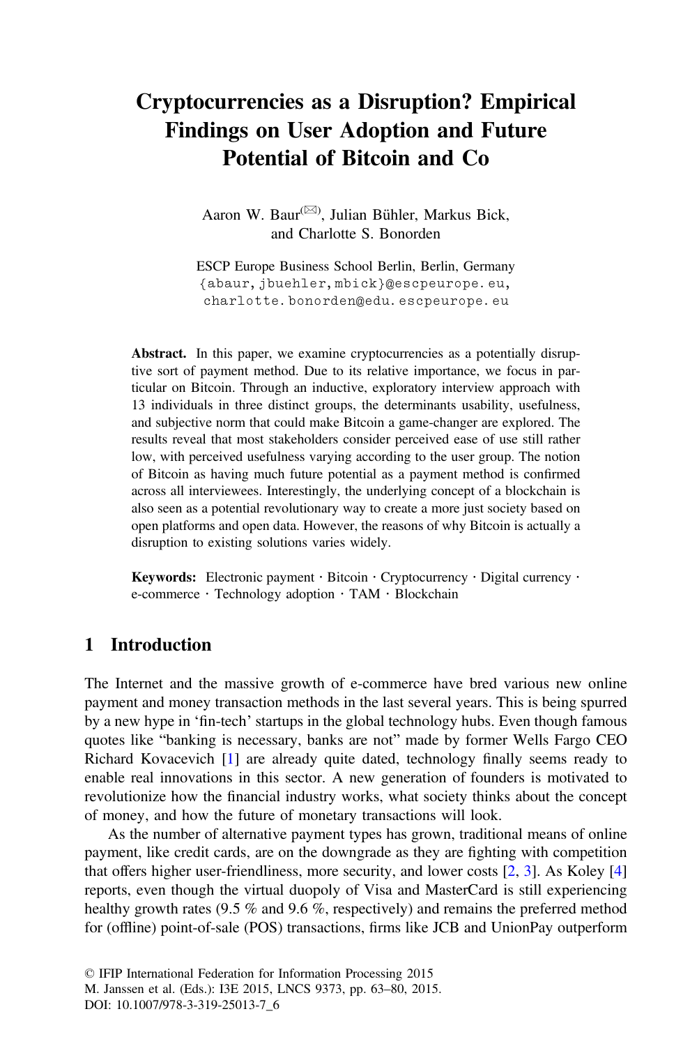# Cryptocurrencies as a Disruption? Empirical Findings on User Adoption and Future Potential of Bitcoin and Co

Aaron W. Baur[✉], Julian Bühler, Markus Bick, and Charlotte S. Bonorden

ESCP Europe Business School Berlin, Berlin, Germany
{abaur, jbuehler, mbick}@escpeurope.eu, charlotte.bonorden@edu.escpeurope.eu

**Abstract.** In this paper, we examine cryptocurrencies as a potentially disruptive sort of payment method. Due to its relative importance, we focus in particular on Bitcoin. Through an inductive, exploratory interview approach with 13 individuals in three distinct groups, the determinants usability, usefulness, and subjective norm that could make Bitcoin a game-changer are explored. The results reveal that most stakeholders consider perceived ease of use still rather low, with perceived usefulness varying according to the user group. The notion of Bitcoin as having much future potential as a payment method is confirmed across all interviewees. Interestingly, the underlying concept of a blockchain is also seen as a potential revolutionary way to create a more just society based on open platforms and open data. However, the reasons of why Bitcoin is actually a disruption to existing solutions varies widely.

**Keywords:** Electronic payment · Bitcoin · Cryptocurrency · Digital currency · e-commerce · Technology adoption · TAM · Blockchain

## 1 Introduction

The Internet and the massive growth of e-commerce have bred various new online payment and money transaction methods in the last several years. This is being spurred by a new hype in 'fin-tech' startups in the global technology hubs. Even though famous quotes like "banking is necessary, banks are not" made by former Wells Fargo CEO Richard Kovacevich [1] are already quite dated, technology finally seems ready to enable real innovations in this sector. A new generation of founders is motivated to revolutionize how the financial industry works, what society thinks about the concept of money, and how the future of monetary transactions will look.

As the number of alternative payment types has grown, traditional means of online payment, like credit cards, are on the downgrade as they are fighting with competition that offers higher user-friendliness, more security, and lower costs [2, 3]. As Koley [4] reports, even though the virtual duopoly of Visa and MasterCard is still experiencing healthy growth rates (9.5 % and 9.6 %, respectively) and remains the preferred method for (offline) point-of-sale (POS) transactions, firms like JCB and UnionPay outperform

© IFIP International Federation for Information Processing 2015
M. Janssen et al. (Eds.): I3E 2015, LNCS 9373, pp. 63–80, 2015.
DOI: 10.1007/978-3-319-25013-7_6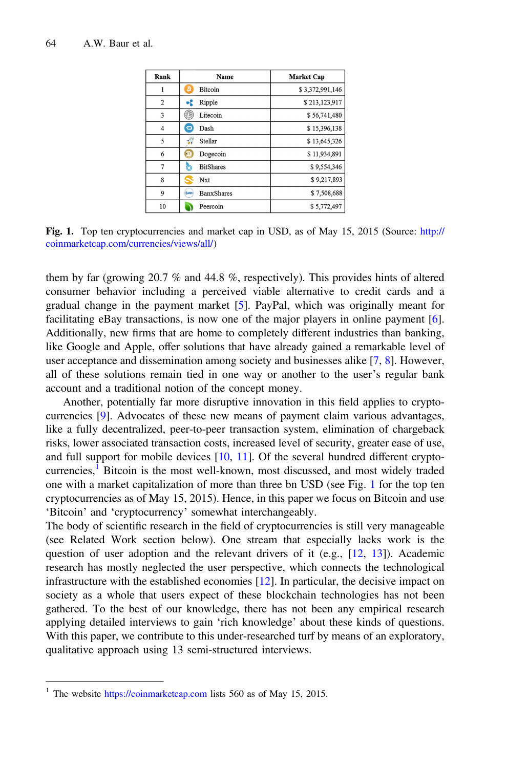| Rank | Name | Market Cap |
|---|---|---|
| 1 | Bitcoin | $ 3,372,991,146 |
| 2 | Ripple | $ 213,123,917 |
| 3 | Litecoin | $ 56,741,480 |
| 4 | Dash | $ 15,396,138 |
| 5 | Stellar | $ 13,645,326 |
| 6 | Dogecoin | $ 11,934,891 |
| 7 | BitShares | $ 9,554,346 |
| 8 | Nxt | $ 9,217,893 |
| 9 | BanxShares | $ 7,508,688 |
| 10 | Peercoin | $ 5,772,497 |

**Fig. 1.** Top ten cryptocurrencies and market cap in USD, as of May 15, 2015 (Source: http://coinmarketcap.com/currencies/views/all/)

them by far (growing 20.7 % and 44.8 %, respectively). This provides hints of altered consumer behavior including a perceived viable alternative to credit cards and a gradual change in the payment market [5]. PayPal, which was originally meant for facilitating eBay transactions, is now one of the major players in online payment [6]. Additionally, new firms that are home to completely different industries than banking, like Google and Apple, offer solutions that have already gained a remarkable level of user acceptance and dissemination among society and businesses alike [7, 8]. However, all of these solutions remain tied in one way or another to the user's regular bank account and a traditional notion of the concept money.

Another, potentially far more disruptive innovation in this field applies to cryptocurrencies [9]. Advocates of these new means of payment claim various advantages, like a fully decentralized, peer-to-peer transaction system, elimination of chargeback risks, lower associated transaction costs, increased level of security, greater ease of use, and full support for mobile devices [10, 11]. Of the several hundred different cryptocurrencies,[1] Bitcoin is the most well-known, most discussed, and most widely traded one with a market capitalization of more than three bn USD (see Fig. 1 for the top ten cryptocurrencies as of May 15, 2015). Hence, in this paper we focus on Bitcoin and use 'Bitcoin' and 'cryptocurrency' somewhat interchangeably.

The body of scientific research in the field of cryptocurrencies is still very manageable (see Related Work section below). One stream that especially lacks work is the question of user adoption and the relevant drivers of it (e.g., [12, 13]). Academic research has mostly neglected the user perspective, which connects the technological infrastructure with the established economies [12]. In particular, the decisive impact on society as a whole that users expect of these blockchain technologies has not been gathered. To the best of our knowledge, there has not been any empirical research applying detailed interviews to gain 'rich knowledge' about these kinds of questions. With this paper, we contribute to this under-researched turf by means of an exploratory, qualitative approach using 13 semi-structured interviews.

[1] The website https://coinmarketcap.com lists 560 as of May 15, 2015.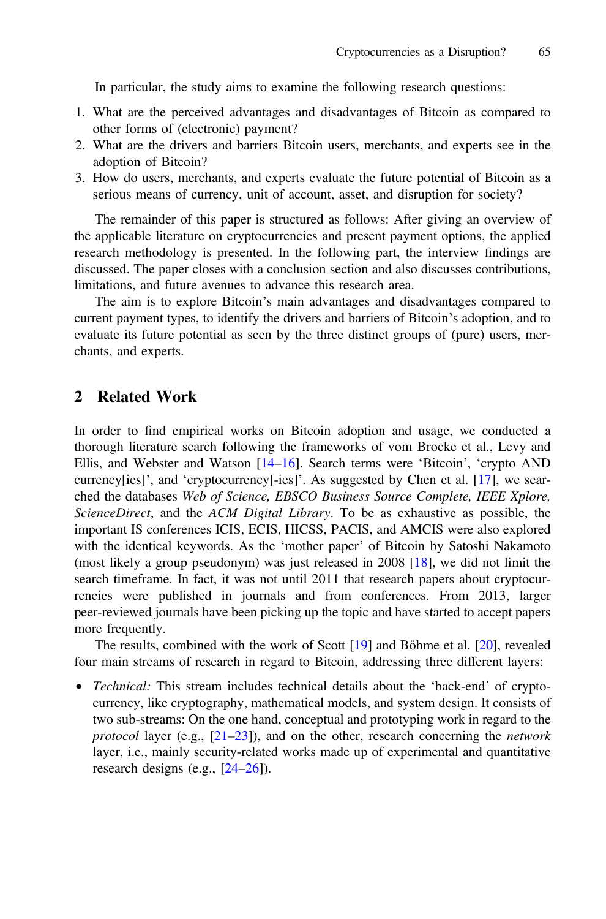In particular, the study aims to examine the following research questions:

1. What are the perceived advantages and disadvantages of Bitcoin as compared to other forms of (electronic) payment?
2. What are the drivers and barriers Bitcoin users, merchants, and experts see in the adoption of Bitcoin?
3. How do users, merchants, and experts evaluate the future potential of Bitcoin as a serious means of currency, unit of account, asset, and disruption for society?

The remainder of this paper is structured as follows: After giving an overview of the applicable literature on cryptocurrencies and present payment options, the applied research methodology is presented. In the following part, the interview findings are discussed. The paper closes with a conclusion section and also discusses contributions, limitations, and future avenues to advance this research area.

The aim is to explore Bitcoin's main advantages and disadvantages compared to current payment types, to identify the drivers and barriers of Bitcoin's adoption, and to evaluate its future potential as seen by the three distinct groups of (pure) users, merchants, and experts.

## 2 Related Work

In order to find empirical works on Bitcoin adoption and usage, we conducted a thorough literature search following the frameworks of vom Brocke et al., Levy and Ellis, and Webster and Watson [14–16]. Search terms were 'Bitcoin', 'crypto AND currency[ies]', and 'cryptocurrency[-ies]'. As suggested by Chen et al. [17], we searched the databases *Web of Science, EBSCO Business Source Complete, IEEE Xplore, ScienceDirect*, and the *ACM Digital Library*. To be as exhaustive as possible, the important IS conferences ICIS, ECIS, HICSS, PACIS, and AMCIS were also explored with the identical keywords. As the 'mother paper' of Bitcoin by Satoshi Nakamoto (most likely a group pseudonym) was just released in 2008 [18], we did not limit the search timeframe. In fact, it was not until 2011 that research papers about cryptocurrencies were published in journals and from conferences. From 2013, larger peer-reviewed journals have been picking up the topic and have started to accept papers more frequently.

The results, combined with the work of Scott [19] and Böhme et al. [20], revealed four main streams of research in regard to Bitcoin, addressing three different layers:

- *Technical:* This stream includes technical details about the 'back-end' of cryptocurrency, like cryptography, mathematical models, and system design. It consists of two sub-streams: On the one hand, conceptual and prototyping work in regard to the *protocol* layer (e.g., [21–23]), and on the other, research concerning the *network* layer, i.e., mainly security-related works made up of experimental and quantitative research designs (e.g., [24–26]).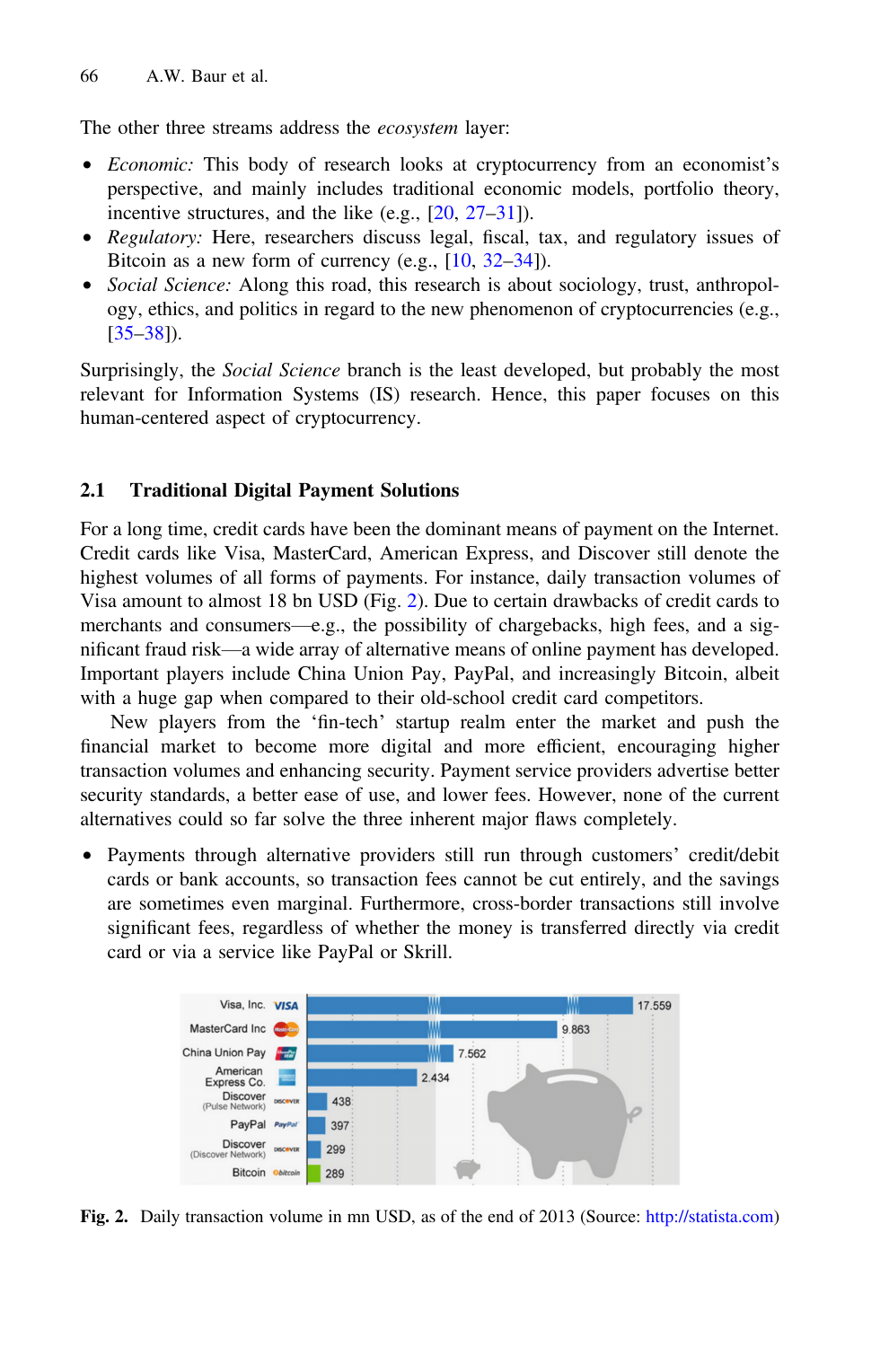The other three streams address the *ecosystem* layer:

- *Economic:* This body of research looks at cryptocurrency from an economist's perspective, and mainly includes traditional economic models, portfolio theory, incentive structures, and the like (e.g., [20, 27–31]).
- *Regulatory:* Here, researchers discuss legal, fiscal, tax, and regulatory issues of Bitcoin as a new form of currency (e.g., [10, 32–34]).
- *Social Science:* Along this road, this research is about sociology, trust, anthropology, ethics, and politics in regard to the new phenomenon of cryptocurrencies (e.g., [35–38]).

Surprisingly, the *Social Science* branch is the least developed, but probably the most relevant for Information Systems (IS) research. Hence, this paper focuses on this human-centered aspect of cryptocurrency.

### 2.1 Traditional Digital Payment Solutions

For a long time, credit cards have been the dominant means of payment on the Internet. Credit cards like Visa, MasterCard, American Express, and Discover still denote the highest volumes of all forms of payments. For instance, daily transaction volumes of Visa amount to almost 18 bn USD (Fig. 2). Due to certain drawbacks of credit cards to merchants and consumers—e.g., the possibility of chargebacks, high fees, and a significant fraud risk—a wide array of alternative means of online payment has developed. Important players include China Union Pay, PayPal, and increasingly Bitcoin, albeit with a huge gap when compared to their old-school credit card competitors.

New players from the 'fin-tech' startup realm enter the market and push the financial market to become more digital and more efficient, encouraging higher transaction volumes and enhancing security. Payment service providers advertise better security standards, a better ease of use, and lower fees. However, none of the current alternatives could so far solve the three inherent major flaws completely.

- Payments through alternative providers still run through customers' credit/debit cards or bank accounts, so transaction fees cannot be cut entirely, and the savings are sometimes even marginal. Furthermore, cross-border transactions still involve significant fees, regardless of whether the money is transferred directly via credit card or via a service like PayPal or Skrill.

| Provider | Daily transaction volume (mn USD) |
|---|---|
| Visa, Inc. | 17.559 |
| MasterCard Inc | 9.863 |
| China Union Pay | 7.562 |
| American Express Co. | 2.434 |
| Discover (Pulse Network) | 438 |
| PayPal | 397 |
| Discover (Discover Network) | 299 |
| Bitcoin | 289 |

**Fig. 2.** Daily transaction volume in mn USD, as of the end of 2013 (Source: http://statista.com)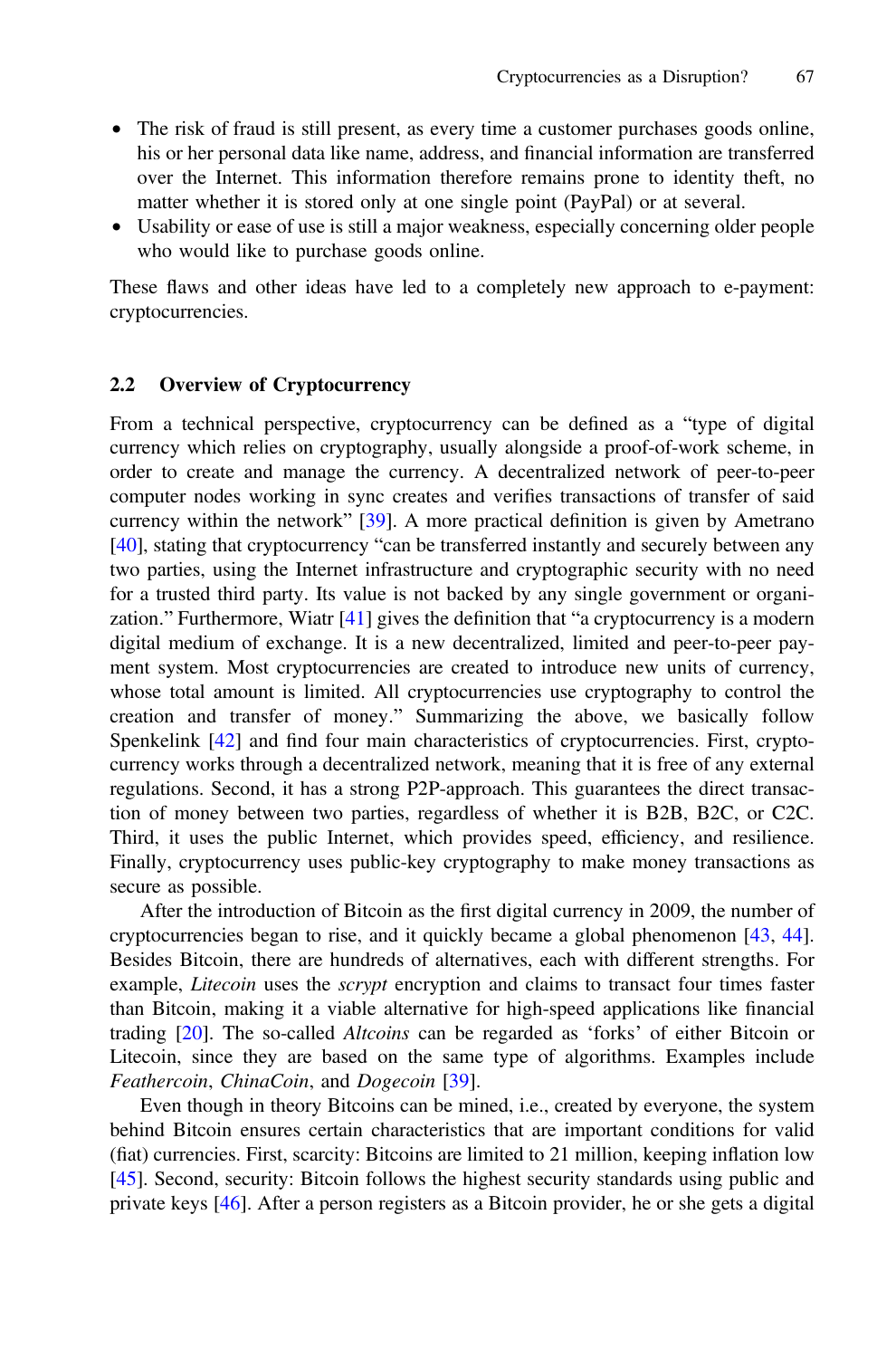- The risk of fraud is still present, as every time a customer purchases goods online, his or her personal data like name, address, and financial information are transferred over the Internet. This information therefore remains prone to identity theft, no matter whether it is stored only at one single point (PayPal) or at several.
- Usability or ease of use is still a major weakness, especially concerning older people who would like to purchase goods online.

These flaws and other ideas have led to a completely new approach to e-payment: cryptocurrencies.

## 2.2 Overview of Cryptocurrency

From a technical perspective, cryptocurrency can be defined as a "type of digital currency which relies on cryptography, usually alongside a proof-of-work scheme, in order to create and manage the currency. A decentralized network of peer-to-peer computer nodes working in sync creates and verifies transactions of transfer of said currency within the network" [39]. A more practical definition is given by Ametrano [40], stating that cryptocurrency "can be transferred instantly and securely between any two parties, using the Internet infrastructure and cryptographic security with no need for a trusted third party. Its value is not backed by any single government or organization." Furthermore, Wiatr [41] gives the definition that "a cryptocurrency is a modern digital medium of exchange. It is a new decentralized, limited and peer-to-peer payment system. Most cryptocurrencies are created to introduce new units of currency, whose total amount is limited. All cryptocurrencies use cryptography to control the creation and transfer of money." Summarizing the above, we basically follow Spenkelink [42] and find four main characteristics of cryptocurrencies. First, cryptocurrency works through a decentralized network, meaning that it is free of any external regulations. Second, it has a strong P2P-approach. This guarantees the direct transaction of money between two parties, regardless of whether it is B2B, B2C, or C2C. Third, it uses the public Internet, which provides speed, efficiency, and resilience. Finally, cryptocurrency uses public-key cryptography to make money transactions as secure as possible.

After the introduction of Bitcoin as the first digital currency in 2009, the number of cryptocurrencies began to rise, and it quickly became a global phenomenon [43, 44]. Besides Bitcoin, there are hundreds of alternatives, each with different strengths. For example, *Litecoin* uses the *scrypt* encryption and claims to transact four times faster than Bitcoin, making it a viable alternative for high-speed applications like financial trading [20]. The so-called *Altcoins* can be regarded as 'forks' of either Bitcoin or Litecoin, since they are based on the same type of algorithms. Examples include *Feathercoin*, *ChinaCoin*, and *Dogecoin* [39].

Even though in theory Bitcoins can be mined, i.e., created by everyone, the system behind Bitcoin ensures certain characteristics that are important conditions for valid (fiat) currencies. First, scarcity: Bitcoins are limited to 21 million, keeping inflation low [45]. Second, security: Bitcoin follows the highest security standards using public and private keys [46]. After a person registers as a Bitcoin provider, he or she gets a digital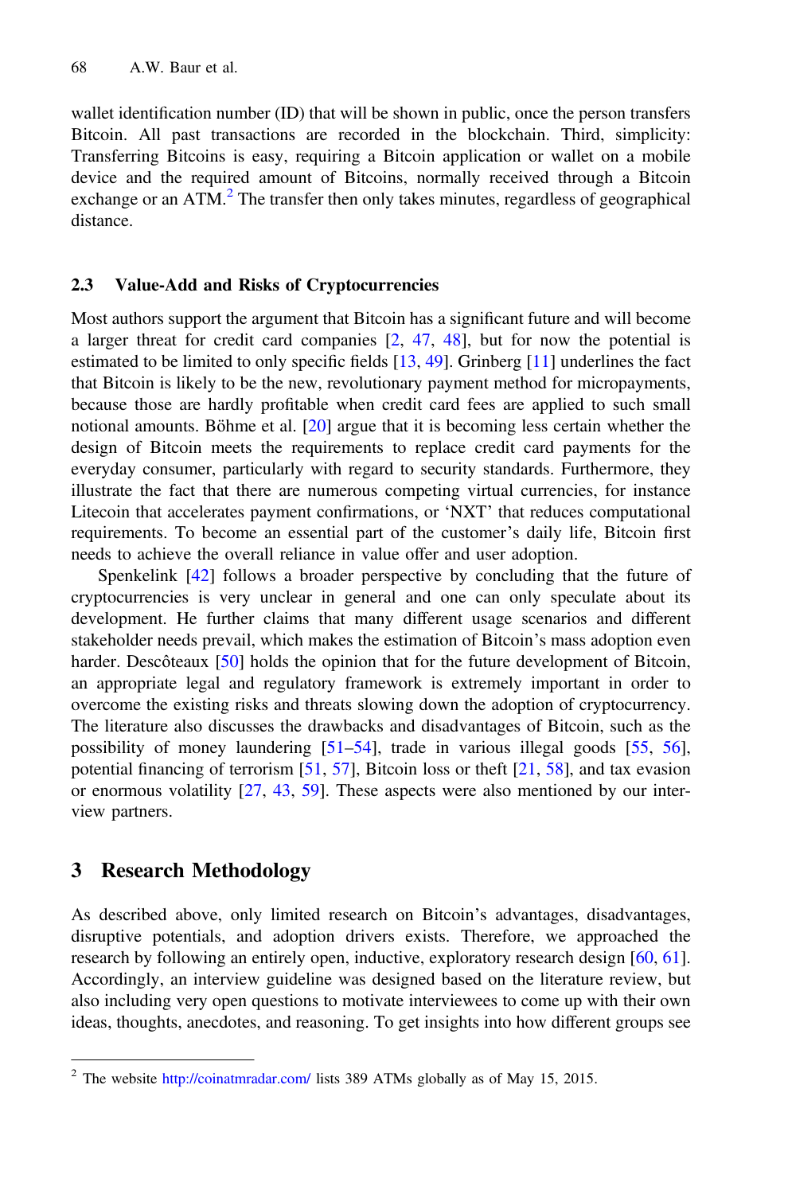wallet identification number (ID) that will be shown in public, once the person transfers Bitcoin. All past transactions are recorded in the blockchain. Third, simplicity: Transferring Bitcoins is easy, requiring a Bitcoin application or wallet on a mobile device and the required amount of Bitcoins, normally received through a Bitcoin exchange or an ATM.[2] The transfer then only takes minutes, regardless of geographical distance.

### 2.3 Value-Add and Risks of Cryptocurrencies

Most authors support the argument that Bitcoin has a significant future and will become a larger threat for credit card companies [2, 47, 48], but for now the potential is estimated to be limited to only specific fields [13, 49]. Grinberg [11] underlines the fact that Bitcoin is likely to be the new, revolutionary payment method for micropayments, because those are hardly profitable when credit card fees are applied to such small notional amounts. Böhme et al. [20] argue that it is becoming less certain whether the design of Bitcoin meets the requirements to replace credit card payments for the everyday consumer, particularly with regard to security standards. Furthermore, they illustrate the fact that there are numerous competing virtual currencies, for instance Litecoin that accelerates payment confirmations, or 'NXT' that reduces computational requirements. To become an essential part of the customer's daily life, Bitcoin first needs to achieve the overall reliance in value offer and user adoption.

Spenkelink [42] follows a broader perspective by concluding that the future of cryptocurrencies is very unclear in general and one can only speculate about its development. He further claims that many different usage scenarios and different stakeholder needs prevail, which makes the estimation of Bitcoin's mass adoption even harder. Descôteaux [50] holds the opinion that for the future development of Bitcoin, an appropriate legal and regulatory framework is extremely important in order to overcome the existing risks and threats slowing down the adoption of cryptocurrency. The literature also discusses the drawbacks and disadvantages of Bitcoin, such as the possibility of money laundering [51–54], trade in various illegal goods [55, 56], potential financing of terrorism [51, 57], Bitcoin loss or theft [21, 58], and tax evasion or enormous volatility [27, 43, 59]. These aspects were also mentioned by our interview partners.

## 3 Research Methodology

As described above, only limited research on Bitcoin's advantages, disadvantages, disruptive potentials, and adoption drivers exists. Therefore, we approached the research by following an entirely open, inductive, exploratory research design [60, 61]. Accordingly, an interview guideline was designed based on the literature review, but also including very open questions to motivate interviewees to come up with their own ideas, thoughts, anecdotes, and reasoning. To get insights into how different groups see

[2] The website http://coinatmradar.com/ lists 389 ATMs globally as of May 15, 2015.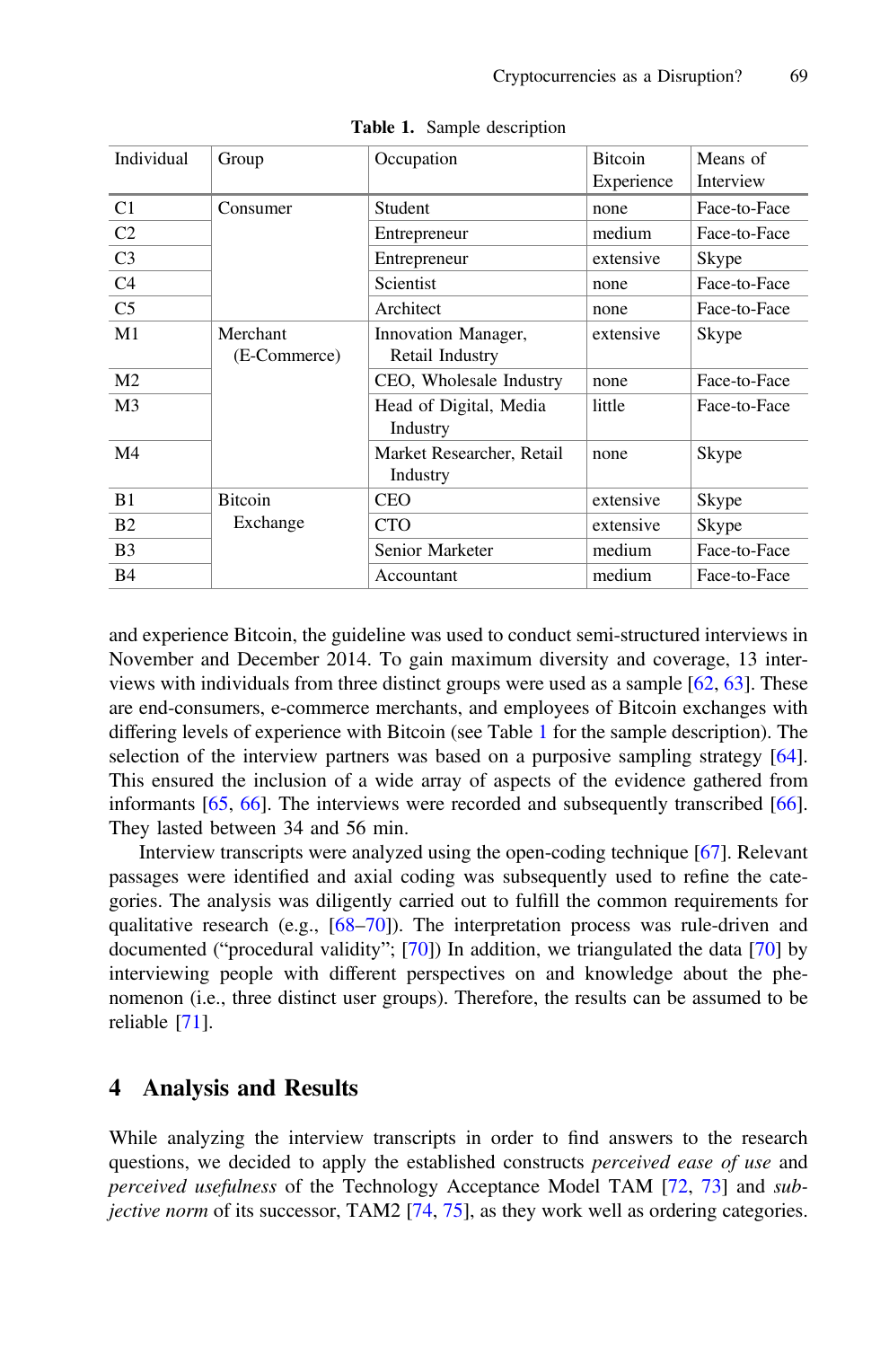**Table 1.** Sample description

| Individual | Group | Occupation | Bitcoin Experience | Means of Interview |
|---|---|---|---|---|
| C1 | Consumer | Student | none | Face-to-Face |
| C2 | | Entrepreneur | medium | Face-to-Face |
| C3 | | Entrepreneur | extensive | Skype |
| C4 | | Scientist | none | Face-to-Face |
| C5 | | Architect | none | Face-to-Face |
| M1 | Merchant (E-Commerce) | Innovation Manager, Retail Industry | extensive | Skype |
| M2 | | CEO, Wholesale Industry | none | Face-to-Face |
| M3 | | Head of Digital, Media Industry | little | Face-to-Face |
| M4 | | Market Researcher, Retail Industry | none | Skype |
| B1 | Bitcoin Exchange | CEO | extensive | Skype |
| B2 | | CTO | extensive | Skype |
| B3 | | Senior Marketer | medium | Face-to-Face |
| B4 | | Accountant | medium | Face-to-Face |

and experience Bitcoin, the guideline was used to conduct semi-structured interviews in November and December 2014. To gain maximum diversity and coverage, 13 interviews with individuals from three distinct groups were used as a sample [62, 63]. These are end-consumers, e-commerce merchants, and employees of Bitcoin exchanges with differing levels of experience with Bitcoin (see Table 1 for the sample description). The selection of the interview partners was based on a purposive sampling strategy [64]. This ensured the inclusion of a wide array of aspects of the evidence gathered from informants [65, 66]. The interviews were recorded and subsequently transcribed [66]. They lasted between 34 and 56 min.

Interview transcripts were analyzed using the open-coding technique [67]. Relevant passages were identified and axial coding was subsequently used to refine the categories. The analysis was diligently carried out to fulfill the common requirements for qualitative research (e.g., [68–70]). The interpretation process was rule-driven and documented ("procedural validity"; [70]) In addition, we triangulated the data [70] by interviewing people with different perspectives on and knowledge about the phenomenon (i.e., three distinct user groups). Therefore, the results can be assumed to be reliable [71].

## 4 Analysis and Results

While analyzing the interview transcripts in order to find answers to the research questions, we decided to apply the established constructs *perceived ease of use* and *perceived usefulness* of the Technology Acceptance Model TAM [72, 73] and *subjective norm* of its successor, TAM2 [74, 75], as they work well as ordering categories.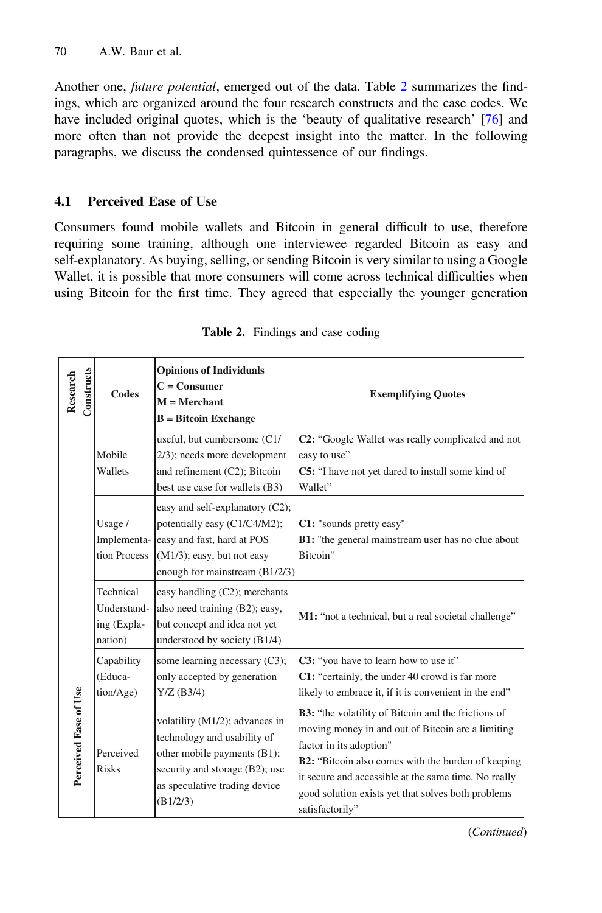Another one, *future potential*, emerged out of the data. Table 2 summarizes the findings, which are organized around the four research constructs and the case codes. We have included original quotes, which is the 'beauty of qualitative research' [76] and more often than not provide the deepest insight into the matter. In the following paragraphs, we discuss the condensed quintessence of our findings.

### 4.1 Perceived Ease of Use

Consumers found mobile wallets and Bitcoin in general difficult to use, therefore requiring some training, although one interviewee regarded Bitcoin as easy and self-explanatory. As buying, selling, or sending Bitcoin is very similar to using a Google Wallet, it is possible that more consumers will come across technical difficulties when using Bitcoin for the first time. They agreed that especially the younger generation

**Table 2.** Findings and case coding

| Research Constructs | Codes | **Opinions of Individuals** <br> **C = Consumer** <br> **M = Merchant** <br> **B = Bitcoin Exchange** | Exemplifying Quotes |
|---|---|---|---|
| Perceived Ease of Use | Mobile Wallets | useful, but cumbersome (C1/2/3); needs more development and refinement (C2); Bitcoin best use case for wallets (B3) | **C2:** "Google Wallet was really complicated and not easy to use" <br> **C5:** "I have not yet dared to install some kind of Wallet" |
| | Usage / Implementation Process | easy and self-explanatory (C2); potentially easy (C1/C4/M2); easy and fast, hard at POS (M1/3); easy, but not easy enough for mainstream (B1/2/3) | **C1:** "sounds pretty easy" <br> **B1:** "the general mainstream user has no clue about Bitcoin" |
| | Technical Understanding (Explanation) | easy handling (C2); merchants also need training (B2); easy, but concept and idea not yet understood by society (B1/4) | **M1:** "not a technical, but a real societal challenge" |
| | Capability (Education/Age) | some learning necessary (C3); only accepted by generation Y/Z (B3/4) | **C3:** "you have to learn how to use it" <br> **C1:** "certainly, the under 40 crowd is far more likely to embrace it, if it is convenient in the end" |
| | Perceived Risks | volatility (M1/2); advances in technology and usability of other mobile payments (B1); security and storage (B2); use as speculative trading device (B1/2/3) | **B3:** "the volatility of Bitcoin and the frictions of moving money in and out of Bitcoin are a limiting factor in its adoption" <br> **B2:** "Bitcoin also comes with the burden of keeping it secure and accessible at the same time. No really good solution exists yet that solves both problems satisfactorily" |

(*Continued*)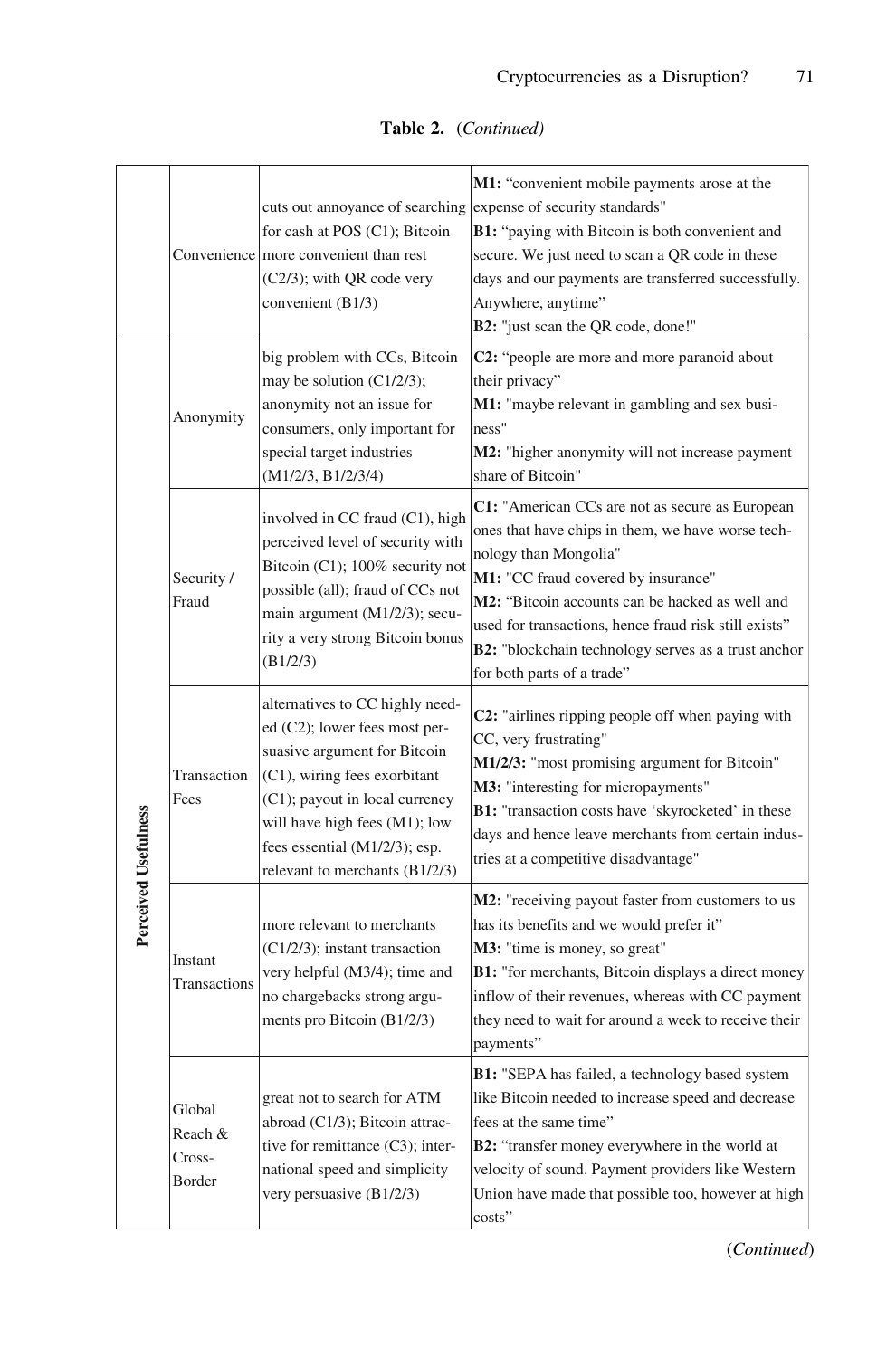**Table 2.** (*Continued*)

| | | | |
|---|---|---|---|
| | Convenience | cuts out annoyance of searching for cash at POS (C1); Bitcoin more convenient than rest (C2/3); with QR code very convenient (B1/3) | **M1:** "convenient mobile payments arose at the expense of security standards" **B1:** "paying with Bitcoin is both convenient and secure. We just need to scan a QR code in these days and our payments are transferred successfully. Anywhere, anytime" **B2:** "just scan the QR code, done!" |
| **Perceived Usefulness** | Anonymity | big problem with CCs, Bitcoin may be solution (C1/2/3); anonymity not an issue for consumers, only important for special target industries (M1/2/3, B1/2/3/4) | **C2:** "people are more and more paranoid about their privacy" **M1:** "maybe relevant in gambling and sex business" **M2:** "higher anonymity will not increase payment share of Bitcoin" |
| | Security / Fraud | involved in CC fraud (C1), high perceived level of security with Bitcoin (C1); 100% security not possible (all); fraud of CCs not main argument (M1/2/3); security a very strong Bitcoin bonus (B1/2/3) | **C1:** "American CCs are not as secure as European ones that have chips in them, we have worse technology than Mongolia" **M1:** "CC fraud covered by insurance" **M2:** "Bitcoin accounts can be hacked as well and used for transactions, hence fraud risk still exists" **B2:** "blockchain technology serves as a trust anchor for both parts of a trade" |
| | Transaction Fees | alternatives to CC highly needed (C2); lower fees most persuasive argument for Bitcoin (C1), wiring fees exorbitant (C1); payout in local currency will have high fees (M1); low fees essential (M1/2/3); esp. relevant to merchants (B1/2/3) | **C2:** "airlines ripping people off when paying with CC, very frustrating" **M1/2/3:** "most promising argument for Bitcoin" **M3:** "interesting for micropayments" **B1:** "transaction costs have 'skyrocketed' in these days and hence leave merchants from certain industries at a competitive disadvantage" |
| | Instant Transactions | more relevant to merchants (C1/2/3); instant transaction very helpful (M3/4); time and no chargebacks strong arguments pro Bitcoin (B1/2/3) | **M2:** "receiving payout faster from customers to us has its benefits and we would prefer it" **M3:** "time is money, so great" **B1:** "for merchants, Bitcoin displays a direct money inflow of their revenues, whereas with CC payment they need to wait for around a week to receive their payments" |
| | Global Reach & Cross-Border | great not to search for ATM abroad (C1/3); Bitcoin attractive for remittance (C3); international speed and simplicity very persuasive (B1/2/3) | **B1:** "SEPA has failed, a technology based system like Bitcoin needed to increase speed and decrease fees at the same time" **B2:** "transfer money everywhere in the world at velocity of sound. Payment providers like Western Union have made that possible too, however at high costs" |

(*Continued*)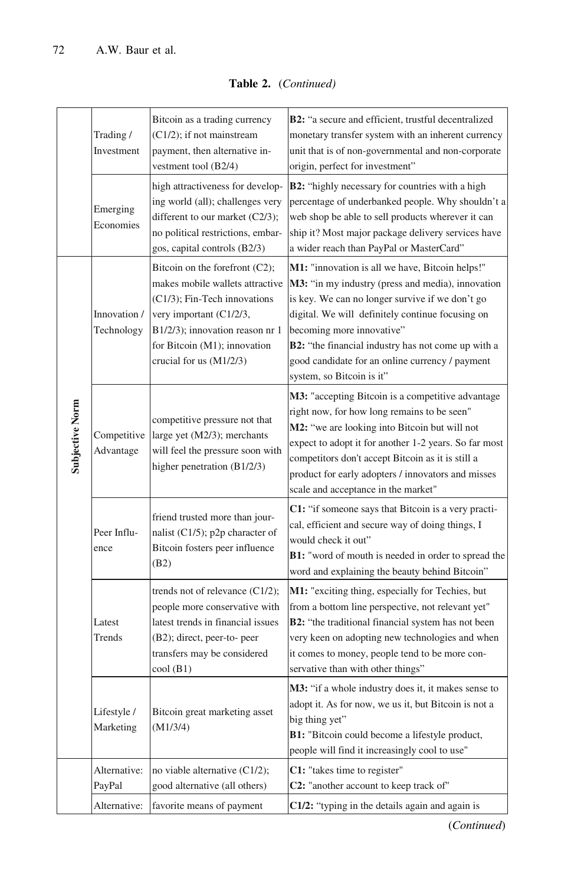**Table 2.** (*Continued*)

| | | | |
|---|---|---|---|
| | Trading / Investment | Bitcoin as a trading currency (C1/2); if not mainstream payment, then alternative investment tool (B2/4) | **B2:** "a secure and efficient, trustful decentralized monetary transfer system with an inherent currency unit that is of non-governmental and non-corporate origin, perfect for investment" |
| | Emerging Economies | high attractiveness for developing world (all); challenges very different to our market (C2/3); no political restrictions, embargos, capital controls (B2/3) | **B2:** "highly necessary for countries with a high percentage of underbanked people. Why shouldn't a web shop be able to sell products wherever it can ship it? Most major package delivery services have a wider reach than PayPal or MasterCard" |
| **Subjective Norm** | Innovation / Technology | Bitcoin on the forefront (C2); makes mobile wallets attractive (C1/3); Fin-Tech innovations very important (C1/2/3, B1/2/3); innovation reason nr 1 for Bitcoin (M1); innovation crucial for us (M1/2/3) | **M1:** "innovation is all we have, Bitcoin helps!" **M3:** "in my industry (press and media), innovation is key. We can no longer survive if we don't go digital. We will definitely continue focusing on becoming more innovative" **B2:** "the financial industry has not come up with a good candidate for an online currency / payment system, so Bitcoin is it" |
| | Competitive Advantage | competitive pressure not that large yet (M2/3); merchants will feel the pressure soon with higher penetration (B1/2/3) | **M3:** "accepting Bitcoin is a competitive advantage right now, for how long remains to be seen" **M2:** "we are looking into Bitcoin but will not expect to adopt it for another 1-2 years. So far most competitors don't accept Bitcoin as it is still a product for early adopters / innovators and misses scale and acceptance in the market" |
| | Peer Influence | friend trusted more than journalist (C1/5); p2p character of Bitcoin fosters peer influence (B2) | **C1:** "if someone says that Bitcoin is a very practical, efficient and secure way of doing things, I would check it out" **B1:** "word of mouth is needed in order to spread the word and explaining the beauty behind Bitcoin" |
| | Latest Trends | trends not of relevance (C1/2); people more conservative with latest trends in financial issues (B2); direct, peer-to- peer transfers may be considered cool (B1) | **M1:** "exciting thing, especially for Techies, but from a bottom line perspective, not relevant yet" **B2:** "the traditional financial system has not been very keen on adopting new technologies and when it comes to money, people tend to be more conservative than with other things" |
| | Lifestyle / Marketing | Bitcoin great marketing asset (M1/3/4) | **M3:** "if a whole industry does it, it makes sense to adopt it. As for now, we us it, but Bitcoin is not a big thing yet" **B1:** "Bitcoin could become a lifestyle product, people will find it increasingly cool to use" |
| | Alternative: PayPal | no viable alternative (C1/2); good alternative (all others) | **C1:** "takes time to register" **C2:** "another account to keep track of" |
| | Alternative: | favorite means of payment | **C1/2:** "typing in the details again and again is |

(*Continued*)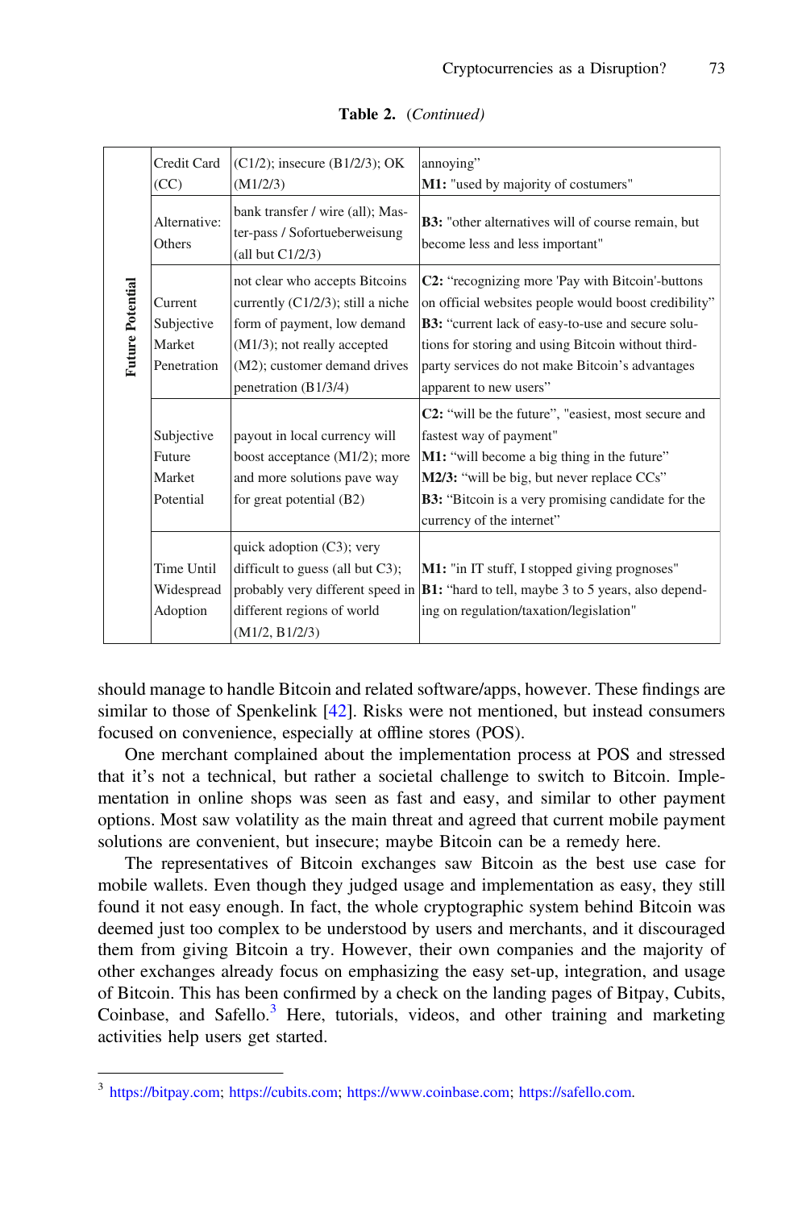**Table 2.** *(Continued)*

| | | | |
|---|---|---|---|
| | Credit Card (CC) | (C1/2); insecure (B1/2/3); OK (M1/2/3) | annoying" **M1:** "used by majority of costumers" |
| | Alternative: Others | bank transfer / wire (all); Master-pass / Sofortueberweisung (all but C1/2/3) | **B3:** "other alternatives will of course remain, but become less and less important" |
| **Future Potential** | Current Subjective Market Penetration | not clear who accepts Bitcoins currently (C1/2/3); still a niche form of payment, low demand (M1/3); not really accepted (M2); customer demand drives penetration (B1/3/4) | **C2:** "recognizing more 'Pay with Bitcoin'-buttons on official websites people would boost credibility" **B3:** "current lack of easy-to-use and secure solutions for storing and using Bitcoin without third-party services do not make Bitcoin's advantages apparent to new users" |
| | Subjective Future Market Potential | payout in local currency will boost acceptance (M1/2); more and more solutions pave way for great potential (B2) | **C2:** "will be the future", "easiest, most secure and fastest way of payment" **M1:** "will become a big thing in the future" **M2/3:** "will be big, but never replace CCs" **B3:** "Bitcoin is a very promising candidate for the currency of the internet" |
| | Time Until Widespread Adoption | quick adoption (C3); very difficult to guess (all but C3); probably very different speed in different regions of world (M1/2, B1/2/3) | **M1:** "in IT stuff, I stopped giving prognoses" **B1:** "hard to tell, maybe 3 to 5 years, also depending on regulation/taxation/legislation" |

should manage to handle Bitcoin and related software/apps, however. These findings are similar to those of Spenkelink [42]. Risks were not mentioned, but instead consumers focused on convenience, especially at offline stores (POS).

One merchant complained about the implementation process at POS and stressed that it's not a technical, but rather a societal challenge to switch to Bitcoin. Implementation in online shops was seen as fast and easy, and similar to other payment options. Most saw volatility as the main threat and agreed that current mobile payment solutions are convenient, but insecure; maybe Bitcoin can be a remedy here.

The representatives of Bitcoin exchanges saw Bitcoin as the best use case for mobile wallets. Even though they judged usage and implementation as easy, they still found it not easy enough. In fact, the whole cryptographic system behind Bitcoin was deemed just too complex to be understood by users and merchants, and it discouraged them from giving Bitcoin a try. However, their own companies and the majority of other exchanges already focus on emphasizing the easy set-up, integration, and usage of Bitcoin. This has been confirmed by a check on the landing pages of Bitpay, Cubits, Coinbase, and Safello.[3] Here, tutorials, videos, and other training and marketing activities help users get started.

---

[3] https://bitpay.com; https://cubits.com; https://www.coinbase.com; https://safello.com.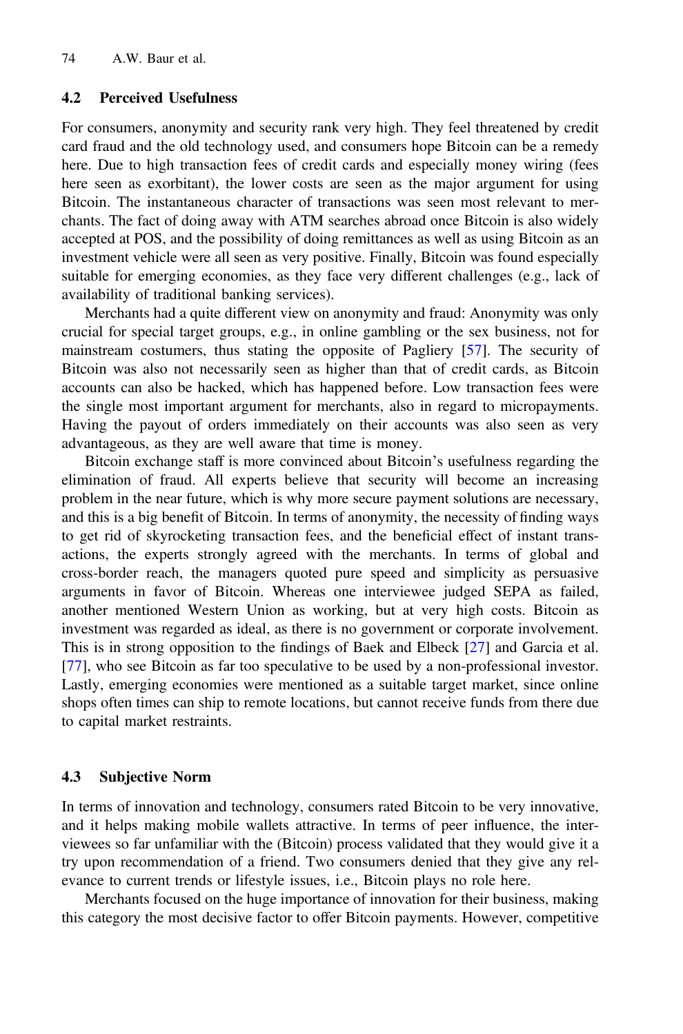### 4.2 Perceived Usefulness

For consumers, anonymity and security rank very high. They feel threatened by credit card fraud and the old technology used, and consumers hope Bitcoin can be a remedy here. Due to high transaction fees of credit cards and especially money wiring (fees here seen as exorbitant), the lower costs are seen as the major argument for using Bitcoin. The instantaneous character of transactions was seen most relevant to merchants. The fact of doing away with ATM searches abroad once Bitcoin is also widely accepted at POS, and the possibility of doing remittances as well as using Bitcoin as an investment vehicle were all seen as very positive. Finally, Bitcoin was found especially suitable for emerging economies, as they face very different challenges (e.g., lack of availability of traditional banking services).

Merchants had a quite different view on anonymity and fraud: Anonymity was only crucial for special target groups, e.g., in online gambling or the sex business, not for mainstream costumers, thus stating the opposite of Pagliery [57]. The security of Bitcoin was also not necessarily seen as higher than that of credit cards, as Bitcoin accounts can also be hacked, which has happened before. Low transaction fees were the single most important argument for merchants, also in regard to micropayments. Having the payout of orders immediately on their accounts was also seen as very advantageous, as they are well aware that time is money.

Bitcoin exchange staff is more convinced about Bitcoin's usefulness regarding the elimination of fraud. All experts believe that security will become an increasing problem in the near future, which is why more secure payment solutions are necessary, and this is a big benefit of Bitcoin. In terms of anonymity, the necessity of finding ways to get rid of skyrocketing transaction fees, and the beneficial effect of instant transactions, the experts strongly agreed with the merchants. In terms of global and cross-border reach, the managers quoted pure speed and simplicity as persuasive arguments in favor of Bitcoin. Whereas one interviewee judged SEPA as failed, another mentioned Western Union as working, but at very high costs. Bitcoin as investment was regarded as ideal, as there is no government or corporate involvement. This is in strong opposition to the findings of Baek and Elbeck [27] and Garcia et al. [77], who see Bitcoin as far too speculative to be used by a non-professional investor. Lastly, emerging economies were mentioned as a suitable target market, since online shops often times can ship to remote locations, but cannot receive funds from there due to capital market restraints.

### 4.3 Subjective Norm

In terms of innovation and technology, consumers rated Bitcoin to be very innovative, and it helps making mobile wallets attractive. In terms of peer influence, the interviewees so far unfamiliar with the (Bitcoin) process validated that they would give it a try upon recommendation of a friend. Two consumers denied that they give any relevance to current trends or lifestyle issues, i.e., Bitcoin plays no role here.

Merchants focused on the huge importance of innovation for their business, making this category the most decisive factor to offer Bitcoin payments. However, competitive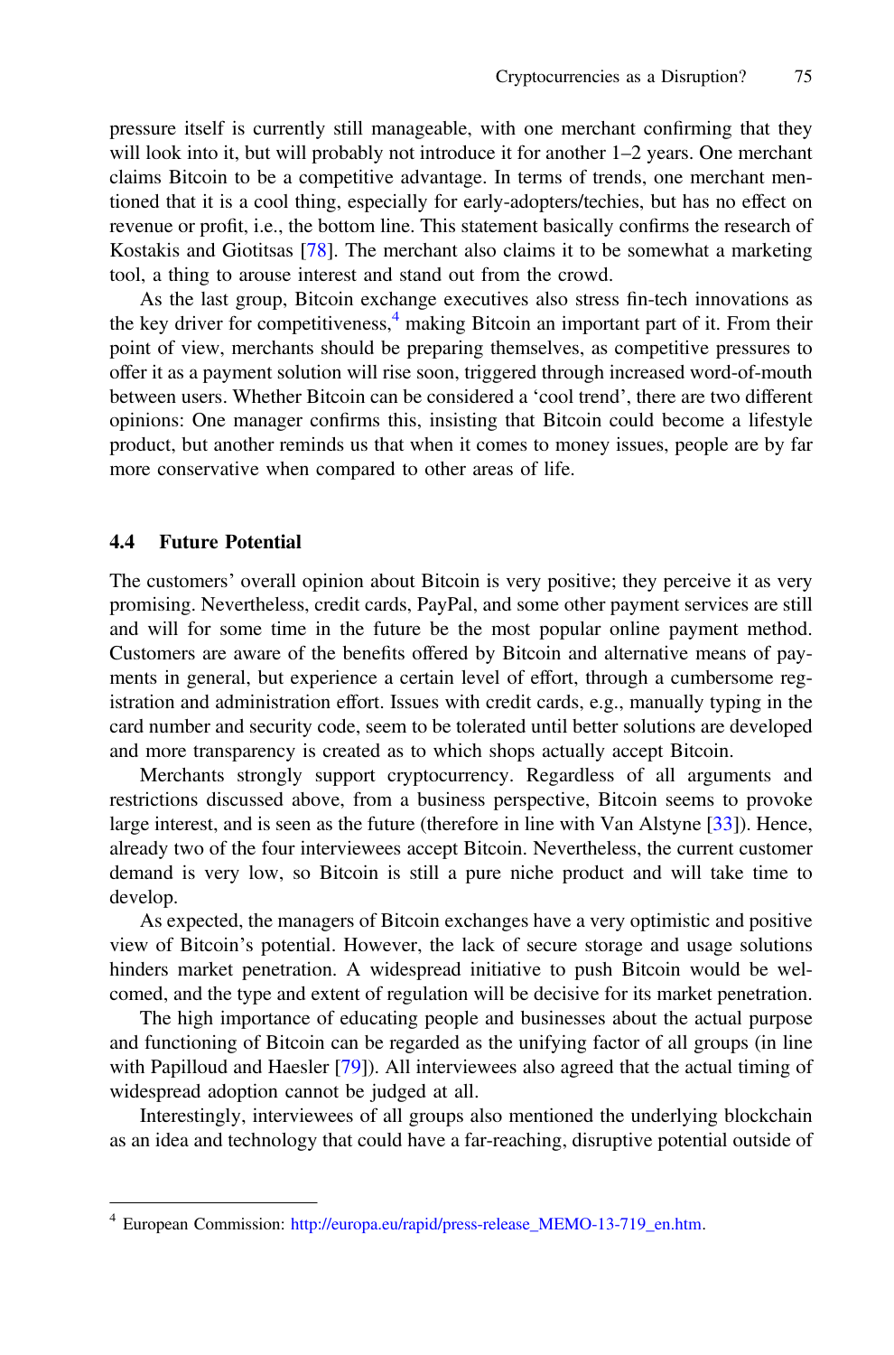pressure itself is currently still manageable, with one merchant confirming that they will look into it, but will probably not introduce it for another 1–2 years. One merchant claims Bitcoin to be a competitive advantage. In terms of trends, one merchant mentioned that it is a cool thing, especially for early-adopters/techies, but has no effect on revenue or profit, i.e., the bottom line. This statement basically confirms the research of Kostakis and Giotitsas [78]. The merchant also claims it to be somewhat a marketing tool, a thing to arouse interest and stand out from the crowd.

As the last group, Bitcoin exchange executives also stress fin-tech innovations as the key driver for competitiveness,[4] making Bitcoin an important part of it. From their point of view, merchants should be preparing themselves, as competitive pressures to offer it as a payment solution will rise soon, triggered through increased word-of-mouth between users. Whether Bitcoin can be considered a 'cool trend', there are two different opinions: One manager confirms this, insisting that Bitcoin could become a lifestyle product, but another reminds us that when it comes to money issues, people are by far more conservative when compared to other areas of life.

### 4.4 Future Potential

The customers' overall opinion about Bitcoin is very positive; they perceive it as very promising. Nevertheless, credit cards, PayPal, and some other payment services are still and will for some time in the future be the most popular online payment method. Customers are aware of the benefits offered by Bitcoin and alternative means of payments in general, but experience a certain level of effort, through a cumbersome registration and administration effort. Issues with credit cards, e.g., manually typing in the card number and security code, seem to be tolerated until better solutions are developed and more transparency is created as to which shops actually accept Bitcoin.

Merchants strongly support cryptocurrency. Regardless of all arguments and restrictions discussed above, from a business perspective, Bitcoin seems to provoke large interest, and is seen as the future (therefore in line with Van Alstyne [33]). Hence, already two of the four interviewees accept Bitcoin. Nevertheless, the current customer demand is very low, so Bitcoin is still a pure niche product and will take time to develop.

As expected, the managers of Bitcoin exchanges have a very optimistic and positive view of Bitcoin's potential. However, the lack of secure storage and usage solutions hinders market penetration. A widespread initiative to push Bitcoin would be welcomed, and the type and extent of regulation will be decisive for its market penetration.

The high importance of educating people and businesses about the actual purpose and functioning of Bitcoin can be regarded as the unifying factor of all groups (in line with Papilloud and Haesler [79]). All interviewees also agreed that the actual timing of widespread adoption cannot be judged at all.

Interestingly, interviewees of all groups also mentioned the underlying blockchain as an idea and technology that could have a far-reaching, disruptive potential outside of

---

[4] European Commission: http://europa.eu/rapid/press-release_MEMO-13-719_en.htm.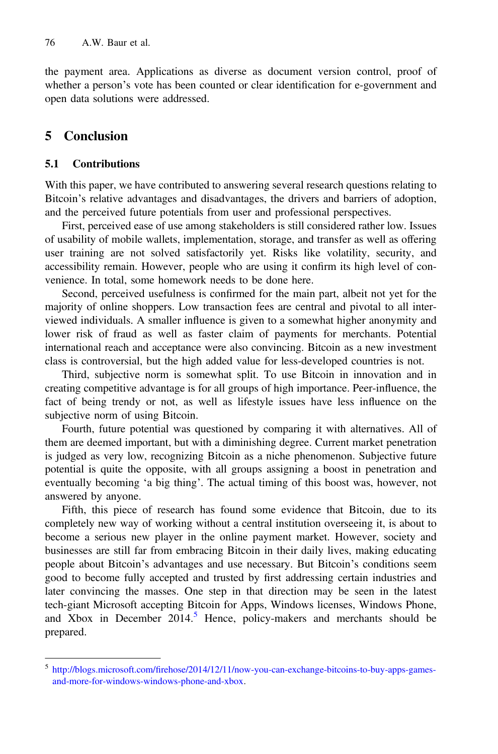the payment area. Applications as diverse as document version control, proof of whether a person's vote has been counted or clear identification for e-government and open data solutions were addressed.

# 5 Conclusion

## 5.1 Contributions

With this paper, we have contributed to answering several research questions relating to Bitcoin's relative advantages and disadvantages, the drivers and barriers of adoption, and the perceived future potentials from user and professional perspectives.

First, perceived ease of use among stakeholders is still considered rather low. Issues of usability of mobile wallets, implementation, storage, and transfer as well as offering user training are not solved satisfactorily yet. Risks like volatility, security, and accessibility remain. However, people who are using it confirm its high level of convenience. In total, some homework needs to be done here.

Second, perceived usefulness is confirmed for the main part, albeit not yet for the majority of online shoppers. Low transaction fees are central and pivotal to all interviewed individuals. A smaller influence is given to a somewhat higher anonymity and lower risk of fraud as well as faster claim of payments for merchants. Potential international reach and acceptance were also convincing. Bitcoin as a new investment class is controversial, but the high added value for less-developed countries is not.

Third, subjective norm is somewhat split. To use Bitcoin in innovation and in creating competitive advantage is for all groups of high importance. Peer-influence, the fact of being trendy or not, as well as lifestyle issues have less influence on the subjective norm of using Bitcoin.

Fourth, future potential was questioned by comparing it with alternatives. All of them are deemed important, but with a diminishing degree. Current market penetration is judged as very low, recognizing Bitcoin as a niche phenomenon. Subjective future potential is quite the opposite, with all groups assigning a boost in penetration and eventually becoming 'a big thing'. The actual timing of this boost was, however, not answered by anyone.

Fifth, this piece of research has found some evidence that Bitcoin, due to its completely new way of working without a central institution overseeing it, is about to become a serious new player in the online payment market. However, society and businesses are still far from embracing Bitcoin in their daily lives, making educating people about Bitcoin's advantages and use necessary. But Bitcoin's conditions seem good to become fully accepted and trusted by first addressing certain industries and later convincing the masses. One step in that direction may be seen in the latest tech-giant Microsoft accepting Bitcoin for Apps, Windows licenses, Windows Phone, and Xbox in December 2014.[5] Hence, policy-makers and merchants should be prepared.

---

[5] http://blogs.microsoft.com/firehose/2014/12/11/now-you-can-exchange-bitcoins-to-buy-apps-games-and-more-for-windows-windows-phone-and-xbox.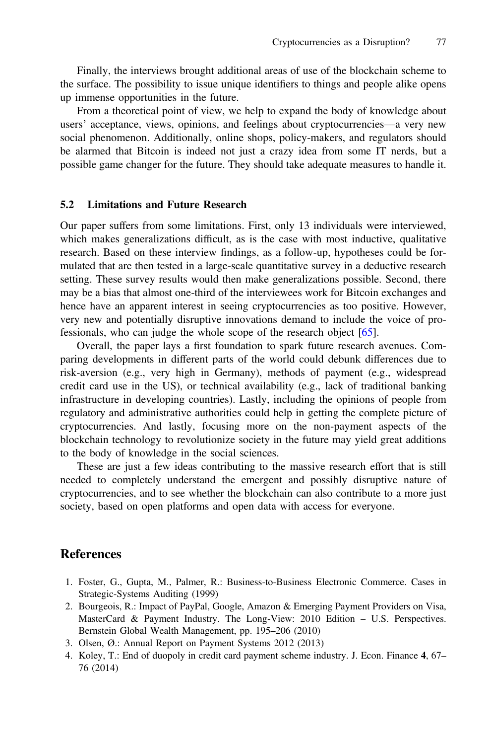Finally, the interviews brought additional areas of use of the blockchain scheme to the surface. The possibility to issue unique identifiers to things and people alike opens up immense opportunities in the future.

From a theoretical point of view, we help to expand the body of knowledge about users' acceptance, views, opinions, and feelings about cryptocurrencies—a very new social phenomenon. Additionally, online shops, policy-makers, and regulators should be alarmed that Bitcoin is indeed not just a crazy idea from some IT nerds, but a possible game changer for the future. They should take adequate measures to handle it.

### 5.2 Limitations and Future Research

Our paper suffers from some limitations. First, only 13 individuals were interviewed, which makes generalizations difficult, as is the case with most inductive, qualitative research. Based on these interview findings, as a follow-up, hypotheses could be formulated that are then tested in a large-scale quantitative survey in a deductive research setting. These survey results would then make generalizations possible. Second, there may be a bias that almost one-third of the interviewees work for Bitcoin exchanges and hence have an apparent interest in seeing cryptocurrencies as too positive. However, very new and potentially disruptive innovations demand to include the voice of professionals, who can judge the whole scope of the research object [65].

Overall, the paper lays a first foundation to spark future research avenues. Comparing developments in different parts of the world could debunk differences due to risk-aversion (e.g., very high in Germany), methods of payment (e.g., widespread credit card use in the US), or technical availability (e.g., lack of traditional banking infrastructure in developing countries). Lastly, including the opinions of people from regulatory and administrative authorities could help in getting the complete picture of cryptocurrencies. And lastly, focusing more on the non-payment aspects of the blockchain technology to revolutionize society in the future may yield great additions to the body of knowledge in the social sciences.

These are just a few ideas contributing to the massive research effort that is still needed to completely understand the emergent and possibly disruptive nature of cryptocurrencies, and to see whether the blockchain can also contribute to a more just society, based on open platforms and open data with access for everyone.

## References

1. Foster, G., Gupta, M., Palmer, R.: Business-to-Business Electronic Commerce. Cases in Strategic-Systems Auditing (1999)
2. Bourgeois, R.: Impact of PayPal, Google, Amazon & Emerging Payment Providers on Visa, MasterCard & Payment Industry. The Long-View: 2010 Edition – U.S. Perspectives. Bernstein Global Wealth Management, pp. 195–206 (2010)
3. Olsen, Ø.: Annual Report on Payment Systems 2012 (2013)
4. Koley, T.: End of duopoly in credit card payment scheme industry. J. Econ. Finance **4**, 67–76 (2014)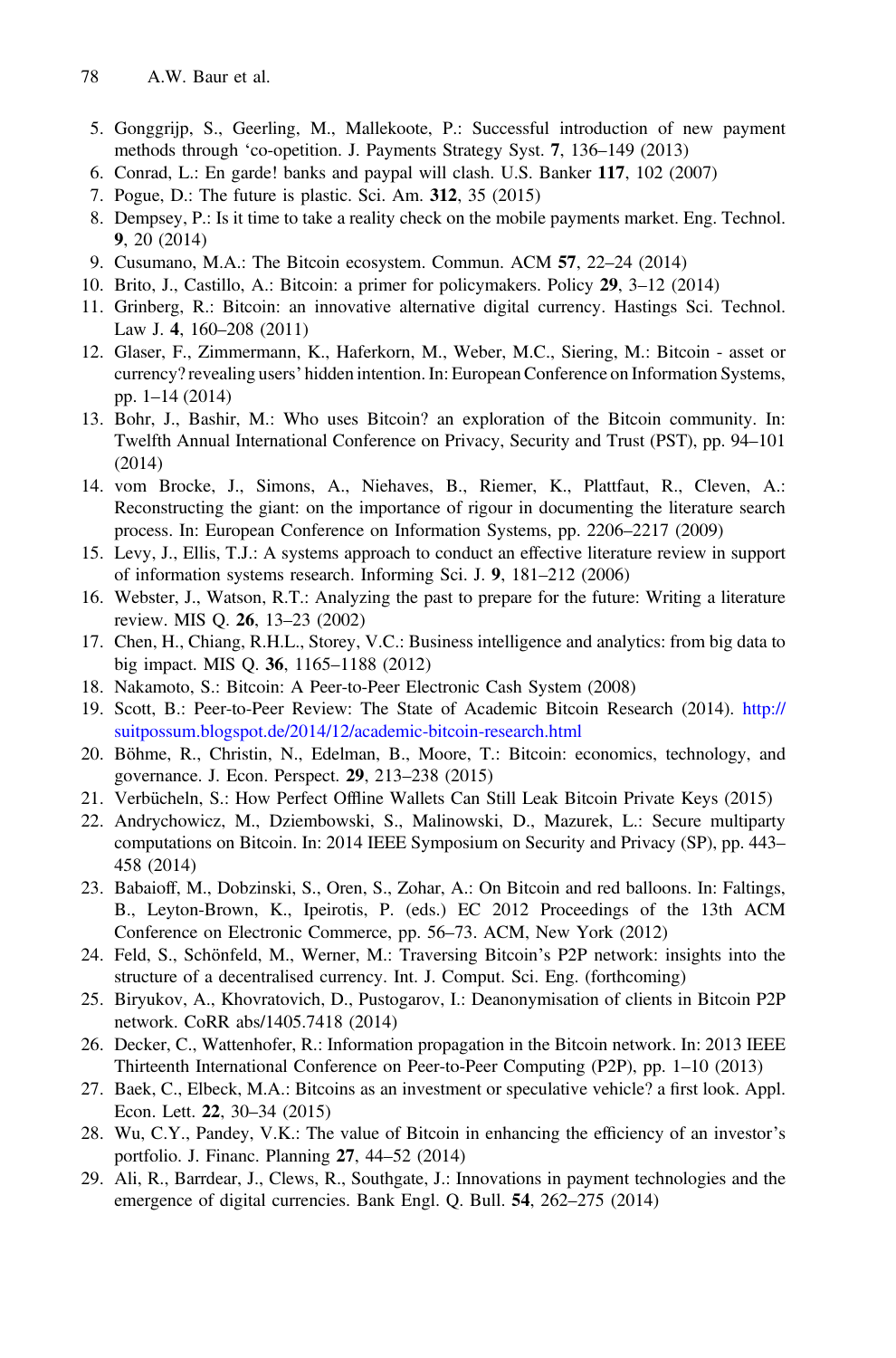5. Gonggrijp, S., Geerling, M., Mallekoote, P.: Successful introduction of new payment methods through 'co-opetition. J. Payments Strategy Syst. **7**, 136–149 (2013)
6. Conrad, L.: En garde! banks and paypal will clash. U.S. Banker **117**, 102 (2007)
7. Pogue, D.: The future is plastic. Sci. Am. **312**, 35 (2015)
8. Dempsey, P.: Is it time to take a reality check on the mobile payments market. Eng. Technol. **9**, 20 (2014)
9. Cusumano, M.A.: The Bitcoin ecosystem. Commun. ACM **57**, 22–24 (2014)
10. Brito, J., Castillo, A.: Bitcoin: a primer for policymakers. Policy **29**, 3–12 (2014)
11. Grinberg, R.: Bitcoin: an innovative alternative digital currency. Hastings Sci. Technol. Law J. **4**, 160–208 (2011)
12. Glaser, F., Zimmermann, K., Haferkorn, M., Weber, M.C., Siering, M.: Bitcoin - asset or currency? revealing users' hidden intention. In: European Conference on Information Systems, pp. 1–14 (2014)
13. Bohr, J., Bashir, M.: Who uses Bitcoin? an exploration of the Bitcoin community. In: Twelfth Annual International Conference on Privacy, Security and Trust (PST), pp. 94–101 (2014)
14. vom Brocke, J., Simons, A., Niehaves, B., Riemer, K., Plattfaut, R., Cleven, A.: Reconstructing the giant: on the importance of rigour in documenting the literature search process. In: European Conference on Information Systems, pp. 2206–2217 (2009)
15. Levy, J., Ellis, T.J.: A systems approach to conduct an effective literature review in support of information systems research. Informing Sci. J. **9**, 181–212 (2006)
16. Webster, J., Watson, R.T.: Analyzing the past to prepare for the future: Writing a literature review. MIS Q. **26**, 13–23 (2002)
17. Chen, H., Chiang, R.H.L., Storey, V.C.: Business intelligence and analytics: from big data to big impact. MIS Q. **36**, 1165–1188 (2012)
18. Nakamoto, S.: Bitcoin: A Peer-to-Peer Electronic Cash System (2008)
19. Scott, B.: Peer-to-Peer Review: The State of Academic Bitcoin Research (2014). http://suitpossum.blogspot.de/2014/12/academic-bitcoin-research.html
20. Böhme, R., Christin, N., Edelman, B., Moore, T.: Bitcoin: economics, technology, and governance. J. Econ. Perspect. **29**, 213–238 (2015)
21. Verbücheln, S.: How Perfect Offline Wallets Can Still Leak Bitcoin Private Keys (2015)
22. Andrychowicz, M., Dziembowski, S., Malinowski, D., Mazurek, L.: Secure multiparty computations on Bitcoin. In: 2014 IEEE Symposium on Security and Privacy (SP), pp. 443–458 (2014)
23. Babaioff, M., Dobzinski, S., Oren, S., Zohar, A.: On Bitcoin and red balloons. In: Faltings, B., Leyton-Brown, K., Ipeirotis, P. (eds.) EC 2012 Proceedings of the 13th ACM Conference on Electronic Commerce, pp. 56–73. ACM, New York (2012)
24. Feld, S., Schönfeld, M., Werner, M.: Traversing Bitcoin's P2P network: insights into the structure of a decentralised currency. Int. J. Comput. Sci. Eng. (forthcoming)
25. Biryukov, A., Khovratovich, D., Pustogarov, I.: Deanonymisation of clients in Bitcoin P2P network. CoRR abs/1405.7418 (2014)
26. Decker, C., Wattenhofer, R.: Information propagation in the Bitcoin network. In: 2013 IEEE Thirteenth International Conference on Peer-to-Peer Computing (P2P), pp. 1–10 (2013)
27. Baek, C., Elbeck, M.A.: Bitcoins as an investment or speculative vehicle? a first look. Appl. Econ. Lett. **22**, 30–34 (2015)
28. Wu, C.Y., Pandey, V.K.: The value of Bitcoin in enhancing the efficiency of an investor's portfolio. J. Financ. Planning **27**, 44–52 (2014)
29. Ali, R., Barrdear, J., Clews, R., Southgate, J.: Innovations in payment technologies and the emergence of digital currencies. Bank Engl. Q. Bull. **54**, 262–275 (2014)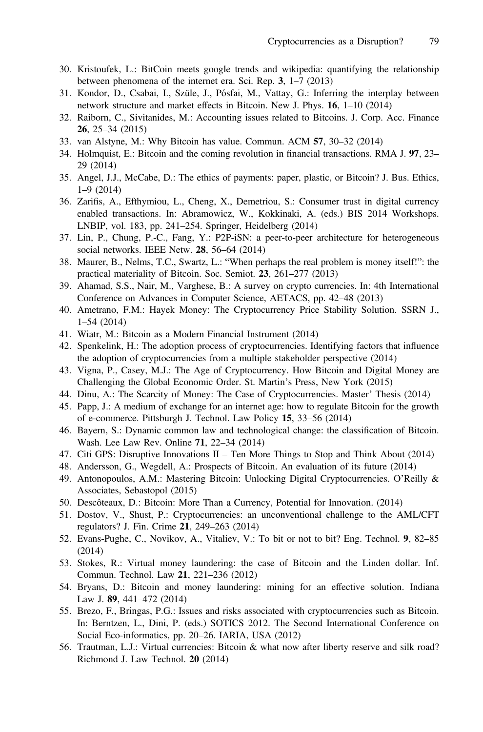30. Kristoufek, L.: BitCoin meets google trends and wikipedia: quantifying the relationship between phenomena of the internet era. Sci. Rep. **3**, 1–7 (2013)
31. Kondor, D., Csabai, I., Szüle, J., Pósfai, M., Vattay, G.: Inferring the interplay between network structure and market effects in Bitcoin. New J. Phys. **16**, 1–10 (2014)
32. Raiborn, C., Sivitanides, M.: Accounting issues related to Bitcoins. J. Corp. Acc. Finance **26**, 25–34 (2015)
33. van Alstyne, M.: Why Bitcoin has value. Commun. ACM **57**, 30–32 (2014)
34. Holmquist, E.: Bitcoin and the coming revolution in financial transactions. RMA J. **97**, 23–29 (2014)
35. Angel, J.J., McCabe, D.: The ethics of payments: paper, plastic, or Bitcoin? J. Bus. Ethics, 1–9 (2014)
36. Zarifis, A., Efthymiou, L., Cheng, X., Demetriou, S.: Consumer trust in digital currency enabled transactions. In: Abramowicz, W., Kokkinaki, A. (eds.) BIS 2014 Workshops. LNBIP, vol. 183, pp. 241–254. Springer, Heidelberg (2014)
37. Lin, P., Chung, P.-C., Fang, Y.: P2P-iSN: a peer-to-peer architecture for heterogeneous social networks. IEEE Netw. **28**, 56–64 (2014)
38. Maurer, B., Nelms, T.C., Swartz, L.: "When perhaps the real problem is money itself!": the practical materiality of Bitcoin. Soc. Semiot. **23**, 261–277 (2013)
39. Ahamad, S.S., Nair, M., Varghese, B.: A survey on crypto currencies. In: 4th International Conference on Advances in Computer Science, AETACS, pp. 42–48 (2013)
40. Ametrano, F.M.: Hayek Money: The Cryptocurrency Price Stability Solution. SSRN J., 1–54 (2014)
41. Wiatr, M.: Bitcoin as a Modern Financial Instrument (2014)
42. Spenkelink, H.: The adoption process of cryptocurrencies. Identifying factors that influence the adoption of cryptocurrencies from a multiple stakeholder perspective (2014)
43. Vigna, P., Casey, M.J.: The Age of Cryptocurrency. How Bitcoin and Digital Money are Challenging the Global Economic Order. St. Martin's Press, New York (2015)
44. Dinu, A.: The Scarcity of Money: The Case of Cryptocurrencies. Master' Thesis (2014)
45. Papp, J.: A medium of exchange for an internet age: how to regulate Bitcoin for the growth of e-commerce. Pittsburgh J. Technol. Law Policy **15**, 33–56 (2014)
46. Bayern, S.: Dynamic common law and technological change: the classification of Bitcoin. Wash. Lee Law Rev. Online **71**, 22–34 (2014)
47. Citi GPS: Disruptive Innovations II – Ten More Things to Stop and Think About (2014)
48. Andersson, G., Wegdell, A.: Prospects of Bitcoin. An evaluation of its future (2014)
49. Antonopoulos, A.M.: Mastering Bitcoin: Unlocking Digital Cryptocurrencies. O'Reilly & Associates, Sebastopol (2015)
50. Descôteaux, D.: Bitcoin: More Than a Currency, Potential for Innovation. (2014)
51. Dostov, V., Shust, P.: Cryptocurrencies: an unconventional challenge to the AML/CFT regulators? J. Fin. Crime **21**, 249–263 (2014)
52. Evans-Pughe, C., Novikov, A., Vitaliev, V.: To bit or not to bit? Eng. Technol. **9**, 82–85 (2014)
53. Stokes, R.: Virtual money laundering: the case of Bitcoin and the Linden dollar. Inf. Commun. Technol. Law **21**, 221–236 (2012)
54. Bryans, D.: Bitcoin and money laundering: mining for an effective solution. Indiana Law J. **89**, 441–472 (2014)
55. Brezo, F., Bringas, P.G.: Issues and risks associated with cryptocurrencies such as Bitcoin. In: Berntzen, L., Dini, P. (eds.) SOTICS 2012. The Second International Conference on Social Eco-informatics, pp. 20–26. IARIA, USA (2012)
56. Trautman, L.J.: Virtual currencies: Bitcoin & what now after liberty reserve and silk road? Richmond J. Law Technol. **20** (2014)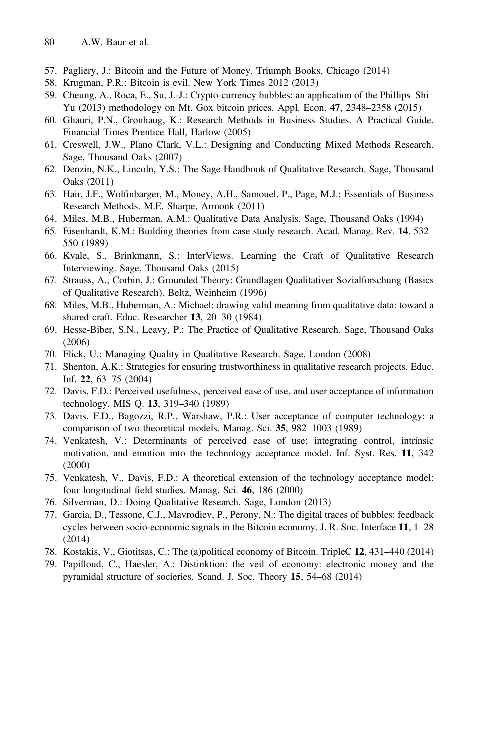57. Pagliery, J.: Bitcoin and the Future of Money. Triumph Books, Chicago (2014)
58. Krugman, P.R.: Bitcoin is evil. New York Times 2012 (2013)
59. Cheung, A., Roca, E., Su, J.-J.: Crypto-currency bubbles: an application of the Phillips–Shi–Yu (2013) methodology on Mt. Gox bitcoin prices. Appl. Econ. **47**, 2348–2358 (2015)
60. Ghauri, P.N., Grønhaug, K.: Research Methods in Business Studies. A Practical Guide. Financial Times Prentice Hall, Harlow (2005)
61. Creswell, J.W., Plano Clark, V.L.: Designing and Conducting Mixed Methods Research. Sage, Thousand Oaks (2007)
62. Denzin, N.K., Lincoln, Y.S.: The Sage Handbook of Qualitative Research. Sage, Thousand Oaks (2011)
63. Hair, J.F., Wolfinbarger, M., Money, A.H., Samouel, P., Page, M.J.: Essentials of Business Research Methods. M.E. Sharpe, Armonk (2011)
64. Miles, M.B., Huberman, A.M.: Qualitative Data Analysis. Sage, Thousand Oaks (1994)
65. Eisenhardt, K.M.: Building theories from case study research. Acad. Manag. Rev. **14**, 532–550 (1989)
66. Kvale, S., Brinkmann, S.: InterViews. Learning the Craft of Qualitative Research Interviewing. Sage, Thousand Oaks (2015)
67. Strauss, A., Corbin, J.: Grounded Theory: Grundlagen Qualitativer Sozialforschung (Basics of Qualitative Research). Beltz, Weinheim (1996)
68. Miles, M.B., Huberman, A.: Michael: drawing valid meaning from qualitative data: toward a shared craft. Educ. Researcher **13**, 20–30 (1984)
69. Hesse-Biber, S.N., Leavy, P.: The Practice of Qualitative Research. Sage, Thousand Oaks (2006)
70. Flick, U.: Managing Quality in Qualitative Research. Sage, London (2008)
71. Shenton, A.K.: Strategies for ensuring trustworthiness in qualitative research projects. Educ. Inf. **22**, 63–75 (2004)
72. Davis, F.D.: Perceived usefulness, perceived ease of use, and user acceptance of information technology. MIS Q. **13**, 319–340 (1989)
73. Davis, F.D., Bagozzi, R.P., Warshaw, P.R.: User acceptance of computer technology: a comparison of two theoretical models. Manag. Sci. **35**, 982–1003 (1989)
74. Venkatesh, V.: Determinants of perceived ease of use: integrating control, intrinsic motivation, and emotion into the technology acceptance model. Inf. Syst. Res. **11**, 342 (2000)
75. Venkatesh, V., Davis, F.D.: A theoretical extension of the technology acceptance model: four longitudinal field studies. Manag. Sci. **46**, 186 (2000)
76. Silverman, D.: Doing Qualitative Research. Sage, London (2013)
77. Garcia, D., Tessone, C.J., Mavrodiev, P., Perony, N.: The digital traces of bubbles: feedback cycles between socio-economic signals in the Bitcoin economy. J. R. Soc. Interface **11**, 1–28 (2014)
78. Kostakis, V., Giotitsas, C.: The (a)political economy of Bitcoin. TripleC **12**, 431–440 (2014)
79. Papilloud, C., Haesler, A.: Distinktion: the veil of economy: electronic money and the pyramidal structure of socieries. Scand. J. Soc. Theory **15**, 54–68 (2014)